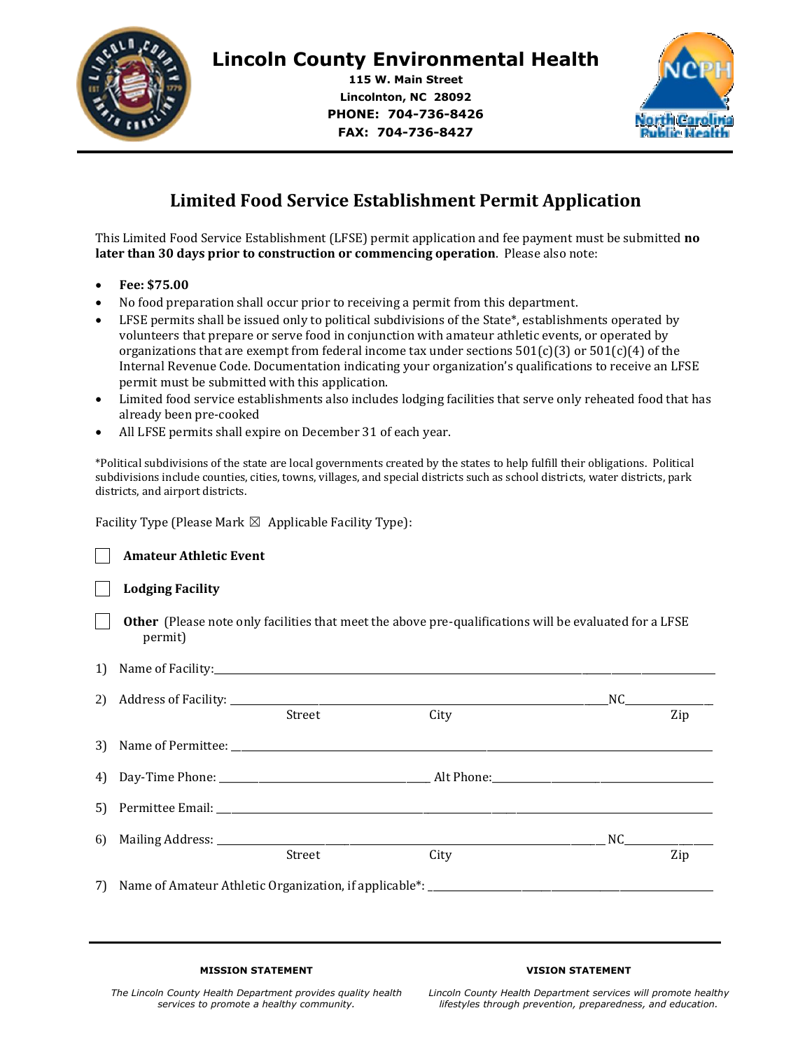# Lincoln County Environmental Health

**115 W. Main Street**
**Lincolnton, NC 28092**
**PHONE: 704-736-8426**
**FAX: 704-736-8427**

## Limited Food Service Establishment Permit Application

This Limited Food Service Establishment (LFSE) permit application and fee payment must be submitted **no later than 30 days prior to construction or commencing operation**. Please also note:

- **Fee: $75.00**
- No food preparation shall occur prior to receiving a permit from this department.
- LFSE permits shall be issued only to political subdivisions of the State*, establishments operated by volunteers that prepare or serve food in conjunction with amateur athletic events, or operated by organizations that are exempt from federal income tax under sections 501(c)(3) or 501(c)(4) of the Internal Revenue Code. Documentation indicating your organization's qualifications to receive an LFSE permit must be submitted with this application.
- Limited food service establishments also includes lodging facilities that serve only reheated food that has already been pre-cooked
- All LFSE permits shall expire on December 31 of each year.

*Political subdivisions of the state are local governments created by the states to help fulfill their obligations. Political subdivisions include counties, cities, towns, villages, and special districts such as school districts, water districts, park districts, and airport districts.

Facility Type (Please Mark ☒ Applicable Facility Type):

☐ **Amateur Athletic Event**

☐ **Lodging Facility**

☐ **Other** (Please note only facilities that meet the above pre-qualifications will be evaluated for a LFSE permit)

1) Name of Facility: ______________________________

2) Address of Facility: ______________________________ NC __________
   Street                City                Zip

3) Name of Permittee: ______________________________

4) Day-Time Phone: ____________________ Alt Phone: ____________________

5) Permittee Email: ______________________________

6) Mailing Address: ______________________________ NC __________
   Street                City                Zip

7) Name of Amateur Athletic Organization, if applicable*: ______________________________

**MISSION STATEMENT**

*The Lincoln County Health Department provides quality health services to promote a healthy community.*

**VISION STATEMENT**

*Lincoln County Health Department services will promote healthy lifestyles through prevention, preparedness, and education.*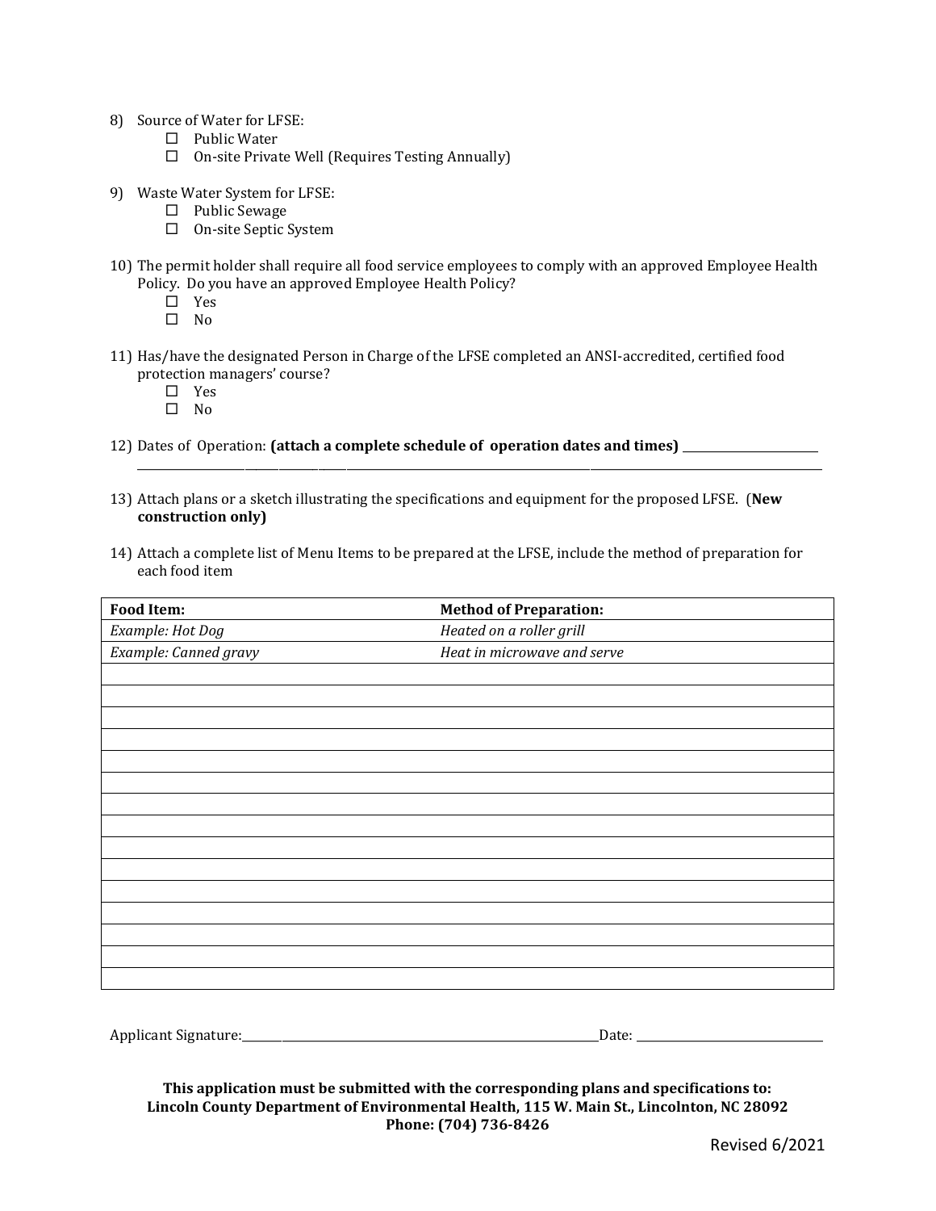8) Source of Water for LFSE:
   - ☐ Public Water
   - ☐ On-site Private Well (Requires Testing Annually)

9) Waste Water System for LFSE:
   - ☐ Public Sewage
   - ☐ On-site Septic System

10) The permit holder shall require all food service employees to comply with an approved Employee Health Policy. Do you have an approved Employee Health Policy?
    - ☐ Yes
    - ☐ No

11) Has/have the designated Person in Charge of the LFSE completed an ANSI-accredited, certified food protection managers' course?
    - ☐ Yes
    - ☐ No

12) Dates of Operation: **(attach a complete schedule of operation dates and times)** ______________________
_____________________________________________________________________________________

13) Attach plans or a sketch illustrating the specifications and equipment for the proposed LFSE. (**New construction only)**

14) Attach a complete list of Menu Items to be prepared at the LFSE, include the method of preparation for each food item

| **Food Item:** | **Method of Preparation:** |
|---|---|
| *Example: Hot Dog* | *Heated on a roller grill* |
| *Example: Canned gravy* | *Heat in microwave and serve* |
| | |
| | |
| | |
| | |
| | |
| | |
| | |
| | |
| | |
| | |
| | |
| | |
| | |
| | |
| | |

Applicant Signature:_________________________________________________ Date: ____________________

**This application must be submitted with the corresponding plans and specifications to:**
**Lincoln County Department of Environmental Health, 115 W. Main St., Lincolnton, NC 28092**
**Phone: (704) 736-8426**

Revised 6/2021